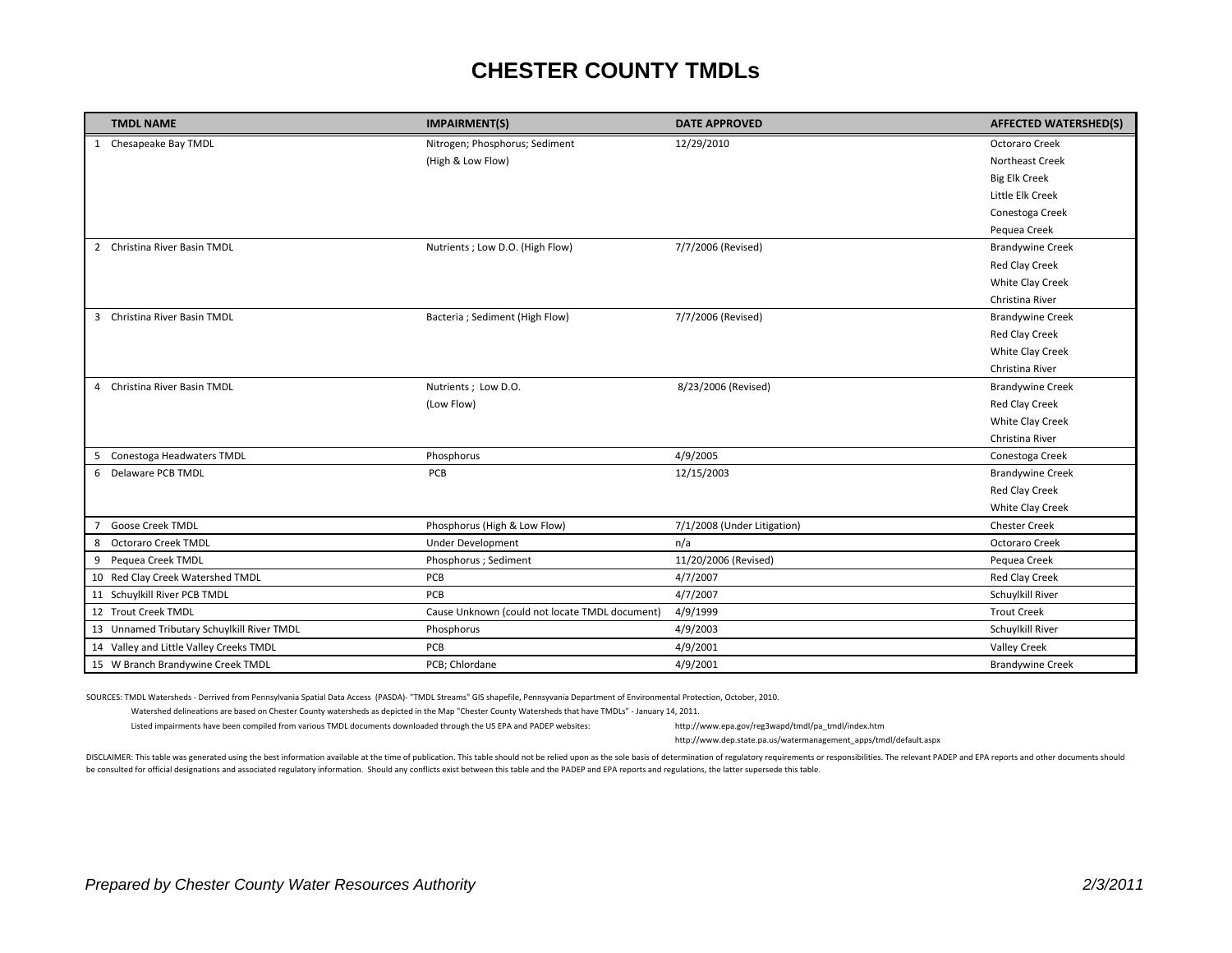# CHESTER COUNTY TMDLs

| | TMDL NAME | IMPAIRMENT(S) | DATE APPROVED | AFFECTED WATERSHED(S) |
|---|---|---|---|---|
| 1 | Chesapeake Bay TMDL | Nitrogen; Phosphorus; Sediment | 12/29/2010 | Octoraro Creek |
| | | (High & Low Flow) | | Northeast Creek |
| | | | | Big Elk Creek |
| | | | | Little Elk Creek |
| | | | | Conestoga Creek |
| | | | | Pequea Creek |
| 2 | Christina River Basin TMDL | Nutrients ; Low D.O. (High Flow) | 7/7/2006 (Revised) | Brandywine Creek |
| | | | | Red Clay Creek |
| | | | | White Clay Creek |
| | | | | Christina River |
| 3 | Christina River Basin TMDL | Bacteria ; Sediment (High Flow) | 7/7/2006 (Revised) | Brandywine Creek |
| | | | | Red Clay Creek |
| | | | | White Clay Creek |
| | | | | Christina River |
| 4 | Christina River Basin TMDL | Nutrients ; Low D.O. | 8/23/2006 (Revised) | Brandywine Creek |
| | | (Low Flow) | | Red Clay Creek |
| | | | | White Clay Creek |
| | | | | Christina River |
| 5 | Conestoga Headwaters TMDL | Phosphorus | 4/9/2005 | Conestoga Creek |
| 6 | Delaware PCB TMDL | PCB | 12/15/2003 | Brandywine Creek |
| | | | | Red Clay Creek |
| | | | | White Clay Creek |
| 7 | Goose Creek TMDL | Phosphorus (High & Low Flow) | 7/1/2008 (Under Litigation) | Chester Creek |
| 8 | Octoraro Creek TMDL | Under Development | n/a | Octoraro Creek |
| 9 | Pequea Creek TMDL | Phosphorus ; Sediment | 11/20/2006 (Revised) | Pequea Creek |
| 10 | Red Clay Creek Watershed TMDL | PCB | 4/7/2007 | Red Clay Creek |
| 11 | Schuylkill River PCB TMDL | PCB | 4/7/2007 | Schuylkill River |
| 12 | Trout Creek TMDL | Cause Unknown (could not locate TMDL document) | 4/9/1999 | Trout Creek |
| 13 | Unnamed Tributary Schuylkill River TMDL | Phosphorus | 4/9/2003 | Schuylkill River |
| 14 | Valley and Little Valley Creeks TMDL | PCB | 4/9/2001 | Valley Creek |
| 15 | W Branch Brandywine Creek TMDL | PCB; Chlordane | 4/9/2001 | Brandywine Creek |

SOURCES: TMDL Watersheds - Derrived from Pennsylvania Spatial Data Access (PASDA)- "TMDL Streams" GIS shapefile, Pennsyvania Department of Environmental Protection, October, 2010.

Watershed delineations are based on Chester County watersheds as depicted in the Map "Chester County Watersheds that have TMDLs" - January 14, 2011.

Listed impairments have been compiled from various TMDL documents downloaded through the US EPA and PADEP websites: http://www.epa.gov/reg3wapd/tmdl/pa_tmdl/index.htm http://www.dep.state.pa.us/watermanagement_apps/tmdl/default.aspx

DISCLAIMER: This table was generated using the best information available at the time of publication. This table should not be relied upon as the sole basis of determination of regulatory requirements or responsibilities. The relevant PADEP and EPA reports and other documents should be consulted for official designations and associated regulatory information. Should any conflicts exist between this table and the PADEP and EPA reports and regulations, the latter supersede this table.

*Prepared by Chester County Water Resources Authority* *2/3/2011*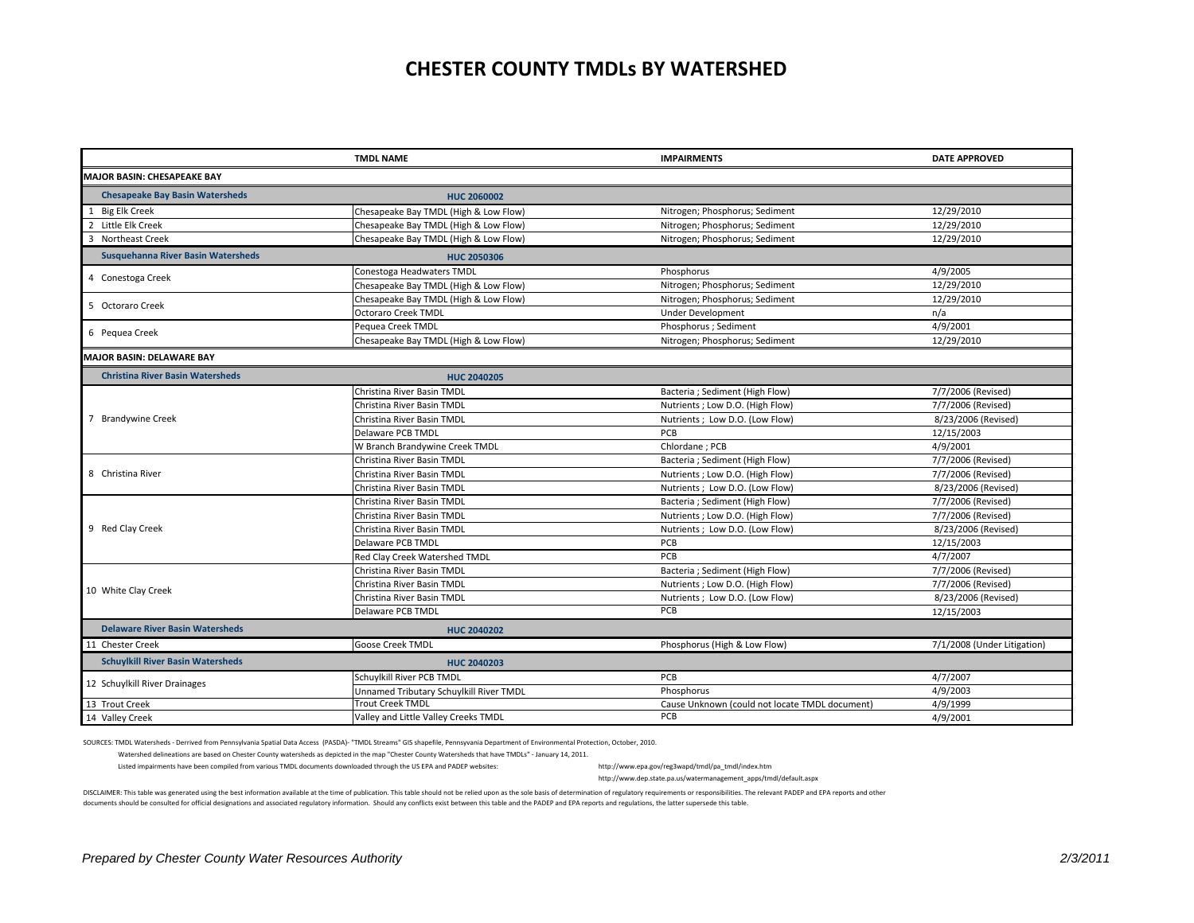# CHESTER COUNTY TMDLs BY WATERSHED

| | TMDL NAME | IMPAIRMENTS | DATE APPROVED |
|---|---|---|---|
| **MAJOR BASIN: CHESAPEAKE BAY** | | | |
| **Chesapeake Bay Basin Watersheds** | **HUC 2060002** | | |
| 1 Big Elk Creek | Chesapeake Bay TMDL (High & Low Flow) | Nitrogen; Phosphorus; Sediment | 12/29/2010 |
| 2 Little Elk Creek | Chesapeake Bay TMDL (High & Low Flow) | Nitrogen; Phosphorus; Sediment | 12/29/2010 |
| 3 Northeast Creek | Chesapeake Bay TMDL (High & Low Flow) | Nitrogen; Phosphorus; Sediment | 12/29/2010 |
| **Susquehanna River Basin Watersheds** | **HUC 2050306** | | |
| 4 Conestoga Creek | Conestoga Headwaters TMDL | Phosphorus | 4/9/2005 |
| | Chesapeake Bay TMDL (High & Low Flow) | Nitrogen; Phosphorus; Sediment | 12/29/2010 |
| 5 Octoraro Creek | Chesapeake Bay TMDL (High & Low Flow) | Nitrogen; Phosphorus; Sediment | 12/29/2010 |
| | Octoraro Creek TMDL | Under Development | n/a |
| 6 Pequea Creek | Pequea Creek TMDL | Phosphorus ; Sediment | 4/9/2001 |
| | Chesapeake Bay TMDL (High & Low Flow) | Nitrogen; Phosphorus; Sediment | 12/29/2010 |
| **MAJOR BASIN: DELAWARE BAY** | | | |
| **Christina River Basin Watersheds** | **HUC 2040205** | | |
| 7 Brandywine Creek | Christina River Basin TMDL | Bacteria ; Sediment (High Flow) | 7/7/2006 (Revised) |
| | Christina River Basin TMDL | Nutrients ; Low D.O. (High Flow) | 7/7/2006 (Revised) |
| | Christina River Basin TMDL | Nutrients ; Low D.O. (Low Flow) | 8/23/2006 (Revised) |
| | Delaware PCB TMDL | PCB | 12/15/2003 |
| | W Branch Brandywine Creek TMDL | Chlordane ; PCB | 4/9/2001 |
| 8 Christina River | Christina River Basin TMDL | Bacteria ; Sediment (High Flow) | 7/7/2006 (Revised) |
| | Christina River Basin TMDL | Nutrients ; Low D.O. (High Flow) | 7/7/2006 (Revised) |
| | Christina River Basin TMDL | Nutrients ; Low D.O. (Low Flow) | 8/23/2006 (Revised) |
| 9 Red Clay Creek | Christina River Basin TMDL | Bacteria ; Sediment (High Flow) | 7/7/2006 (Revised) |
| | Christina River Basin TMDL | Nutrients ; Low D.O. (High Flow) | 7/7/2006 (Revised) |
| | Christina River Basin TMDL | Nutrients ; Low D.O. (Low Flow) | 8/23/2006 (Revised) |
| | Delaware PCB TMDL | PCB | 12/15/2003 |
| | Red Clay Creek Watershed TMDL | PCB | 4/7/2007 |
| 10 White Clay Creek | Christina River Basin TMDL | Bacteria ; Sediment (High Flow) | 7/7/2006 (Revised) |
| | Christina River Basin TMDL | Nutrients ; Low D.O. (High Flow) | 7/7/2006 (Revised) |
| | Christina River Basin TMDL | Nutrients ; Low D.O. (Low Flow) | 8/23/2006 (Revised) |
| | Delaware PCB TMDL | PCB | 12/15/2003 |
| **Delaware River Basin Watersheds** | **HUC 2040202** | | |
| 11 Chester Creek | Goose Creek TMDL | Phosphorus (High & Low Flow) | 7/1/2008 (Under Litigation) |
| **Schuylkill River Basin Watersheds** | **HUC 2040203** | | |
| 12 Schuylkill River Drainages | Schuylkill River PCB TMDL | PCB | 4/7/2007 |
| | Unnamed Tributary Schuylkill River TMDL | Phosphorus | 4/9/2003 |
| 13 Trout Creek | Trout Creek TMDL | Cause Unknown (could not locate TMDL document) | 4/9/1999 |
| 14 Valley Creek | Valley and Little Valley Creeks TMDL | PCB | 4/9/2001 |

SOURCES: TMDL Watersheds - Derrived from Pennsylvania Spatial Data Access (PASDA)- "TMDL Streams" GIS shapefile, Pennsylvania Department of Environmental Protection, October, 2010.

Watershed delineations are based on Chester County watersheds as depicted in the map "Chester County Watersheds that have TMDLs" - January 14, 2011.

Listed impairments have been compiled from various TMDL documents downloaded through the US EPA and PADEP websites: http://www.epa.gov/reg3wapd/tmdl/pa_tmdl/index.htm http://www.dep.state.pa.us/watermanagement_apps/tmdl/default.aspx

DISCLAIMER: This table was generated using the best information available at the time of publication. This table should not be relied upon as the sole basis of determination of regulatory requirements or responsibilities. The relevant PADEP and EPA reports and other documents should be consulted for official designations and associated regulatory information. Should any conflicts exist between this table and the PADEP and EPA reports and regulations, the latter supersede this table.

*Prepared by Chester County Water Resources Authority* *2/3/2011*